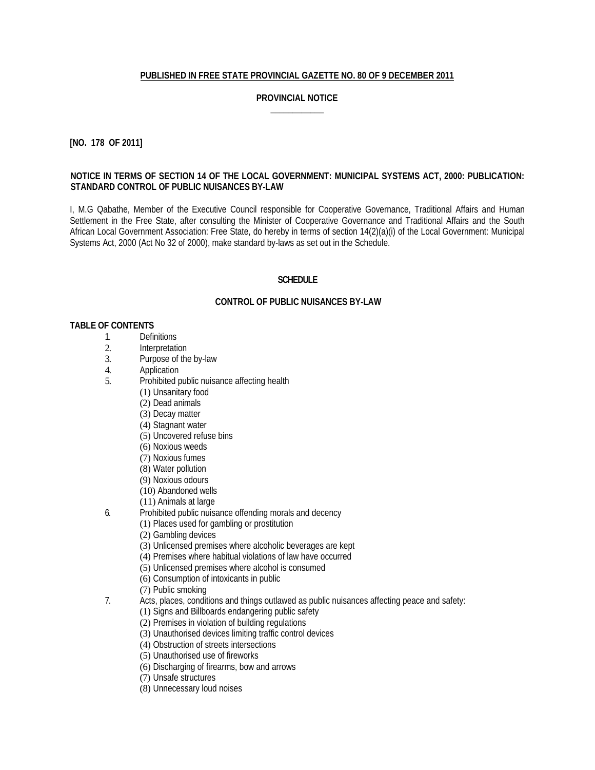**PUBLISHED IN FREE STATE PROVINCIAL GAZETTE NO. 80 OF 9 DECEMBER 2011**

**PROVINCIAL NOTICE**

**[NO. 178 OF 2011]**

**NOTICE IN TERMS OF SECTION 14 OF THE LOCAL GOVERNMENT: MUNICIPAL SYSTEMS ACT, 2000: PUBLICATION: STANDARD CONTROL OF PUBLIC NUISANCES BY-LAW**

I, M.G Qabathe, Member of the Executive Council responsible for Cooperative Governance, Traditional Affairs and Human Settlement in the Free State, after consulting the Minister of Cooperative Governance and Traditional Affairs and the South African Local Government Association: Free State, do hereby in terms of section 14(2)(a)(i) of the Local Government: Municipal Systems Act, 2000 (Act No 32 of 2000), make standard by-laws as set out in the Schedule.

**SCHEDULE**

**CONTROL OF PUBLIC NUISANCES BY-LAW**

**TABLE OF CONTENTS**

1. Definitions
2. Interpretation
3. Purpose of the by-law
4. Application
5. Prohibited public nuisance affecting health
   - (1) Unsanitary food
   - (2) Dead animals
   - (3) Decay matter
   - (4) Stagnant water
   - (5) Uncovered refuse bins
   - (6) Noxious weeds
   - (7) Noxious fumes
   - (8) Water pollution
   - (9) Noxious odours
   - (10) Abandoned wells
   - (11) Animals at large
6. Prohibited public nuisance offending morals and decency
   - (1) Places used for gambling or prostitution
   - (2) Gambling devices
   - (3) Unlicensed premises where alcoholic beverages are kept
   - (4) Premises where habitual violations of law have occurred
   - (5) Unlicensed premises where alcohol is consumed
   - (6) Consumption of intoxicants in public
   - (7) Public smoking
7. Acts, places, conditions and things outlawed as public nuisances affecting peace and safety:
   - (1) Signs and Billboards endangering public safety
   - (2) Premises in violation of building regulations
   - (3) Unauthorised devices limiting traffic control devices
   - (4) Obstruction of streets intersections
   - (5) Unauthorised use of fireworks
   - (6) Discharging of firearms, bow and arrows
   - (7) Unsafe structures
   - (8) Unnecessary loud noises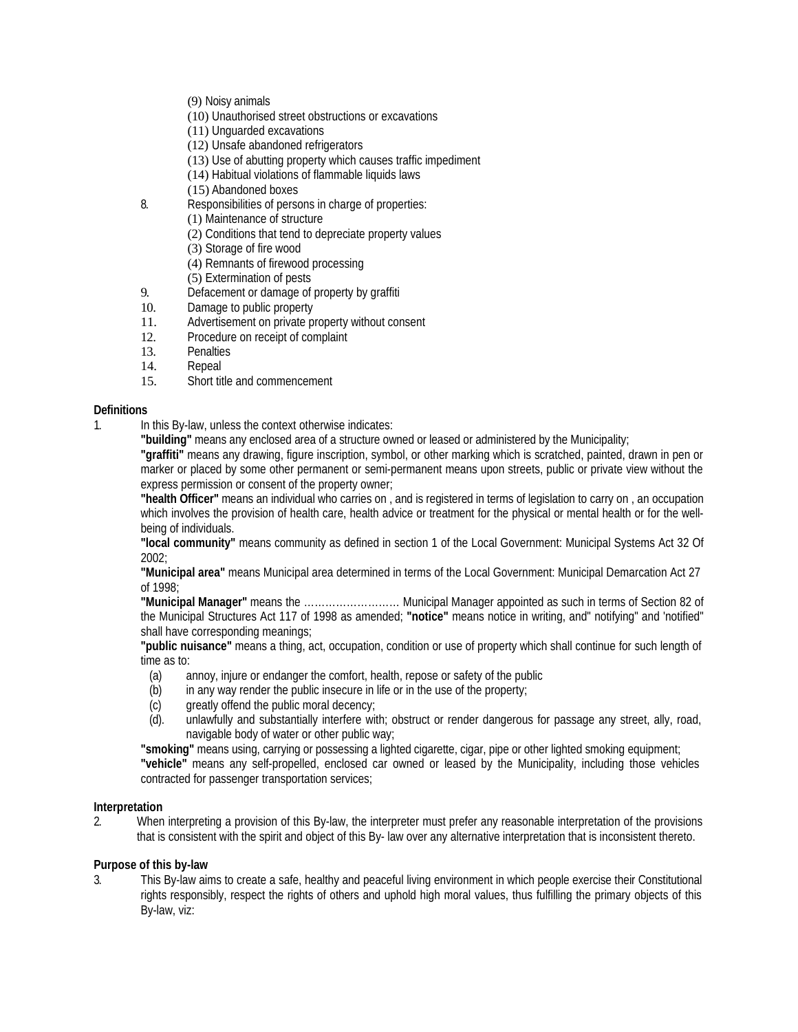(9) Noisy animals
(10) Unauthorised street obstructions or excavations
(11) Unguarded excavations
(12) Unsafe abandoned refrigerators
(13) Use of abutting property which causes traffic impediment
(14) Habitual violations of flammable liquids laws
(15) Abandoned boxes

8. Responsibilities of persons in charge of properties:
   (1) Maintenance of structure
   (2) Conditions that tend to depreciate property values
   (3) Storage of fire wood
   (4) Remnants of firewood processing
   (5) Extermination of pests
9. Defacement or damage of property by graffiti
10. Damage to public property
11. Advertisement on private property without consent
12. Procedure on receipt of complaint
13. Penalties
14. Repeal
15. Short title and commencement

**Definitions**

1. In this By-law, unless the context otherwise indicates:

   **"building"** means any enclosed area of a structure owned or leased or administered by the Municipality;

   **"graffiti"** means any drawing, figure inscription, symbol, or other marking which is scratched, painted, drawn in pen or marker or placed by some other permanent or semi-permanent means upon streets, public or private view without the express permission or consent of the property owner;

   **"health Officer"** means an individual who carries on , and is registered in terms of legislation to carry on , an occupation which involves the provision of health care, health advice or treatment for the physical or mental health or for the well-being of individuals.

   **"local community"** means community as defined in section 1 of the Local Government: Municipal Systems Act 32 Of 2002;

   **"Municipal area"** means Municipal area determined in terms of the Local Government: Municipal Demarcation Act 27 of 1998;

   **"Municipal Manager"** means the ……………………… Municipal Manager appointed as such in terms of Section 82 of the Municipal Structures Act 117 of 1998 as amended; **"notice"** means notice in writing, and" notifying" and 'notified" shall have corresponding meanings;

   **"public nuisance"** means a thing, act, occupation, condition or use of property which shall continue for such length of time as to:

   (a) annoy, injure or endanger the comfort, health, repose or safety of the public
   (b) in any way render the public insecure in life or in the use of the property;
   (c) greatly offend the public moral decency;
   (d). unlawfully and substantially interfere with; obstruct or render dangerous for passage any street, ally, road, navigable body of water or other public way;

   **"smoking"** means using, carrying or possessing a lighted cigarette, cigar, pipe or other lighted smoking equipment;

   **"vehicle"** means any self-propelled, enclosed car owned or leased by the Municipality, including those vehicles contracted for passenger transportation services;

**Interpretation**

2. When interpreting a provision of this By-law, the interpreter must prefer any reasonable interpretation of the provisions that is consistent with the spirit and object of this By- law over any alternative interpretation that is inconsistent thereto.

**Purpose of this by-law**

3. This By-law aims to create a safe, healthy and peaceful living environment in which people exercise their Constitutional rights responsibly, respect the rights of others and uphold high moral values, thus fulfilling the primary objects of this By-law, viz: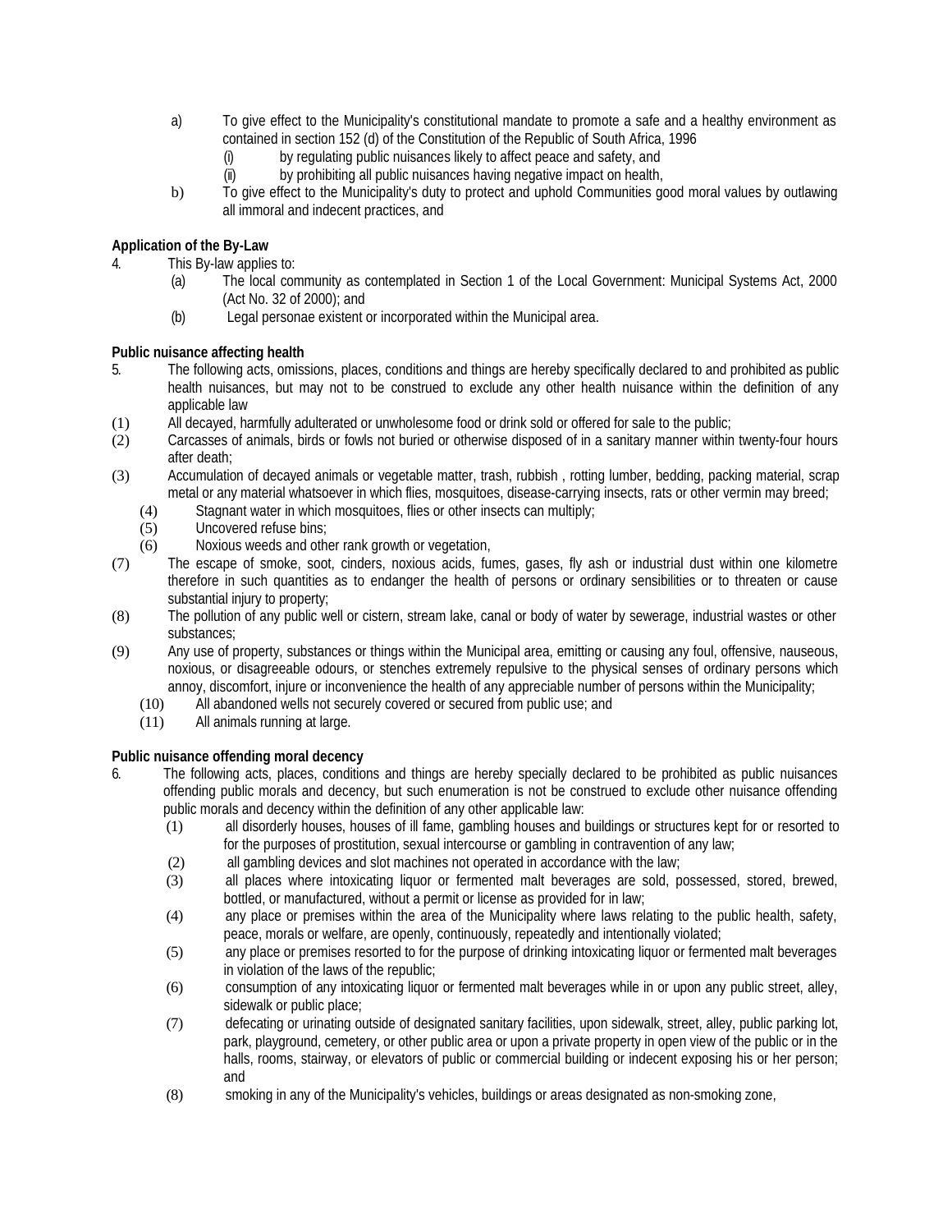a) To give effect to the Municipality's constitutional mandate to promote a safe and a healthy environment as contained in section 152 (d) of the Constitution of the Republic of South Africa, 1996
   (i) by regulating public nuisances likely to affect peace and safety, and
   (ii) by prohibiting all public nuisances having negative impact on health,

b) To give effect to the Municipality's duty to protect and uphold Communities good moral values by outlawing all immoral and indecent practices, and

**Application of the By-Law**

4. This By-law applies to:
   (a) The local community as contemplated in Section 1 of the Local Government: Municipal Systems Act, 2000 (Act No. 32 of 2000); and
   (b) Legal personae existent or incorporated within the Municipal area.

**Public nuisance affecting health**

5. The following acts, omissions, places, conditions and things are hereby specifically declared to and prohibited as public health nuisances, but may not to be construed to exclude any other health nuisance within the definition of any applicable law

(1) All decayed, harmfully adulterated or unwholesome food or drink sold or offered for sale to the public;

(2) Carcasses of animals, birds or fowls not buried or otherwise disposed of in a sanitary manner within twenty-four hours after death;

(3) Accumulation of decayed animals or vegetable matter, trash, rubbish , rotting lumber, bedding, packing material, scrap metal or any material whatsoever in which flies, mosquitoes, disease-carrying insects, rats or other vermin may breed;

(4) Stagnant water in which mosquitoes, flies or other insects can multiply;

(5) Uncovered refuse bins;

(6) Noxious weeds and other rank growth or vegetation,

(7) The escape of smoke, soot, cinders, noxious acids, fumes, gases, fly ash or industrial dust within one kilometre therefore in such quantities as to endanger the health of persons or ordinary sensibilities or to threaten or cause substantial injury to property;

(8) The pollution of any public well or cistern, stream lake, canal or body of water by sewerage, industrial wastes or other substances;

(9) Any use of property, substances or things within the Municipal area, emitting or causing any foul, offensive, nauseous, noxious, or disagreeable odours, or stenches extremely repulsive to the physical senses of ordinary persons which annoy, discomfort, injure or inconvenience the health of any appreciable number of persons within the Municipality;

(10) All abandoned wells not securely covered or secured from public use; and

(11) All animals running at large.

**Public nuisance offending moral decency**

6. The following acts, places, conditions and things are hereby specially declared to be prohibited as public nuisances offending public morals and decency, but such enumeration is not be construed to exclude other nuisance offending public morals and decency within the definition of any other applicable law:

   (1) all disorderly houses, houses of ill fame, gambling houses and buildings or structures kept for or resorted to for the purposes of prostitution, sexual intercourse or gambling in contravention of any law;

   (2) all gambling devices and slot machines not operated in accordance with the law;

   (3) all places where intoxicating liquor or fermented malt beverages are sold, possessed, stored, brewed, bottled, or manufactured, without a permit or license as provided for in law;

   (4) any place or premises within the area of the Municipality where laws relating to the public health, safety, peace, morals or welfare, are openly, continuously, repeatedly and intentionally violated;

   (5) any place or premises resorted to for the purpose of drinking intoxicating liquor or fermented malt beverages in violation of the laws of the republic;

   (6) consumption of any intoxicating liquor or fermented malt beverages while in or upon any public street, alley, sidewalk or public place;

   (7) defecating or urinating outside of designated sanitary facilities, upon sidewalk, street, alley, public parking lot, park, playground, cemetery, or other public area or upon a private property in open view of the public or in the halls, rooms, stairway, or elevators of public or commercial building or indecent exposing his or her person; and

   (8) smoking in any of the Municipality's vehicles, buildings or areas designated as non-smoking zone,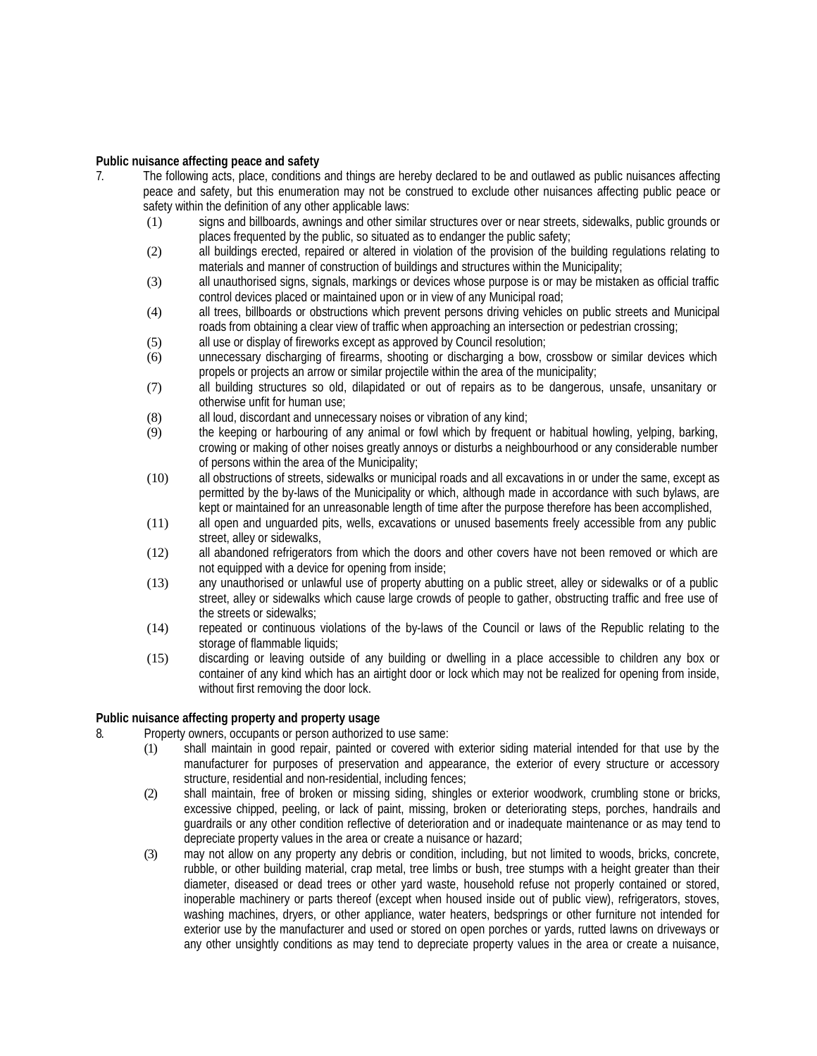**Public nuisance affecting peace and safety**

7. The following acts, place, conditions and things are hereby declared to be and outlawed as public nuisances affecting peace and safety, but this enumeration may not be construed to exclude other nuisances affecting public peace or safety within the definition of any other applicable laws:

   (1) signs and billboards, awnings and other similar structures over or near streets, sidewalks, public grounds or places frequented by the public, so situated as to endanger the public safety;

   (2) all buildings erected, repaired or altered in violation of the provision of the building regulations relating to materials and manner of construction of buildings and structures within the Municipality;

   (3) all unauthorised signs, signals, markings or devices whose purpose is or may be mistaken as official traffic control devices placed or maintained upon or in view of any Municipal road;

   (4) all trees, billboards or obstructions which prevent persons driving vehicles on public streets and Municipal roads from obtaining a clear view of traffic when approaching an intersection or pedestrian crossing;

   (5) all use or display of fireworks except as approved by Council resolution;

   (6) unnecessary discharging of firearms, shooting or discharging a bow, crossbow or similar devices which propels or projects an arrow or similar projectile within the area of the municipality;

   (7) all building structures so old, dilapidated or out of repairs as to be dangerous, unsafe, unsanitary or otherwise unfit for human use;

   (8) all loud, discordant and unnecessary noises or vibration of any kind;

   (9) the keeping or harbouring of any animal or fowl which by frequent or habitual howling, yelping, barking, crowing or making of other noises greatly annoys or disturbs a neighbourhood or any considerable number of persons within the area of the Municipality;

   (10) all obstructions of streets, sidewalks or municipal roads and all excavations in or under the same, except as permitted by the by-laws of the Municipality or which, although made in accordance with such bylaws, are kept or maintained for an unreasonable length of time after the purpose therefore has been accomplished,

   (11) all open and unguarded pits, wells, excavations or unused basements freely accessible from any public street, alley or sidewalks,

   (12) all abandoned refrigerators from which the doors and other covers have not been removed or which are not equipped with a device for opening from inside;

   (13) any unauthorised or unlawful use of property abutting on a public street, alley or sidewalks or of a public street, alley or sidewalks which cause large crowds of people to gather, obstructing traffic and free use of the streets or sidewalks;

   (14) repeated or continuous violations of the by-laws of the Council or laws of the Republic relating to the storage of flammable liquids;

   (15) discarding or leaving outside of any building or dwelling in a place accessible to children any box or container of any kind which has an airtight door or lock which may not be realized for opening from inside, without first removing the door lock.

**Public nuisance affecting property and property usage**

8. Property owners, occupants or person authorized to use same:

   (1) shall maintain in good repair, painted or covered with exterior siding material intended for that use by the manufacturer for purposes of preservation and appearance, the exterior of every structure or accessory structure, residential and non-residential, including fences;

   (2) shall maintain, free of broken or missing siding, shingles or exterior woodwork, crumbling stone or bricks, excessive chipped, peeling, or lack of paint, missing, broken or deteriorating steps, porches, handrails and guardrails or any other condition reflective of deterioration and or inadequate maintenance or as may tend to depreciate property values in the area or create a nuisance or hazard;

   (3) may not allow on any property any debris or condition, including, but not limited to woods, bricks, concrete, rubble, or other building material, crap metal, tree limbs or bush, tree stumps with a height greater than their diameter, diseased or dead trees or other yard waste, household refuse not properly contained or stored, inoperable machinery or parts thereof (except when housed inside out of public view), refrigerators, stoves, washing machines, dryers, or other appliance, water heaters, bedsprings or other furniture not intended for exterior use by the manufacturer and used or stored on open porches or yards, rutted lawns on driveways or any other unsightly conditions as may tend to depreciate property values in the area or create a nuisance,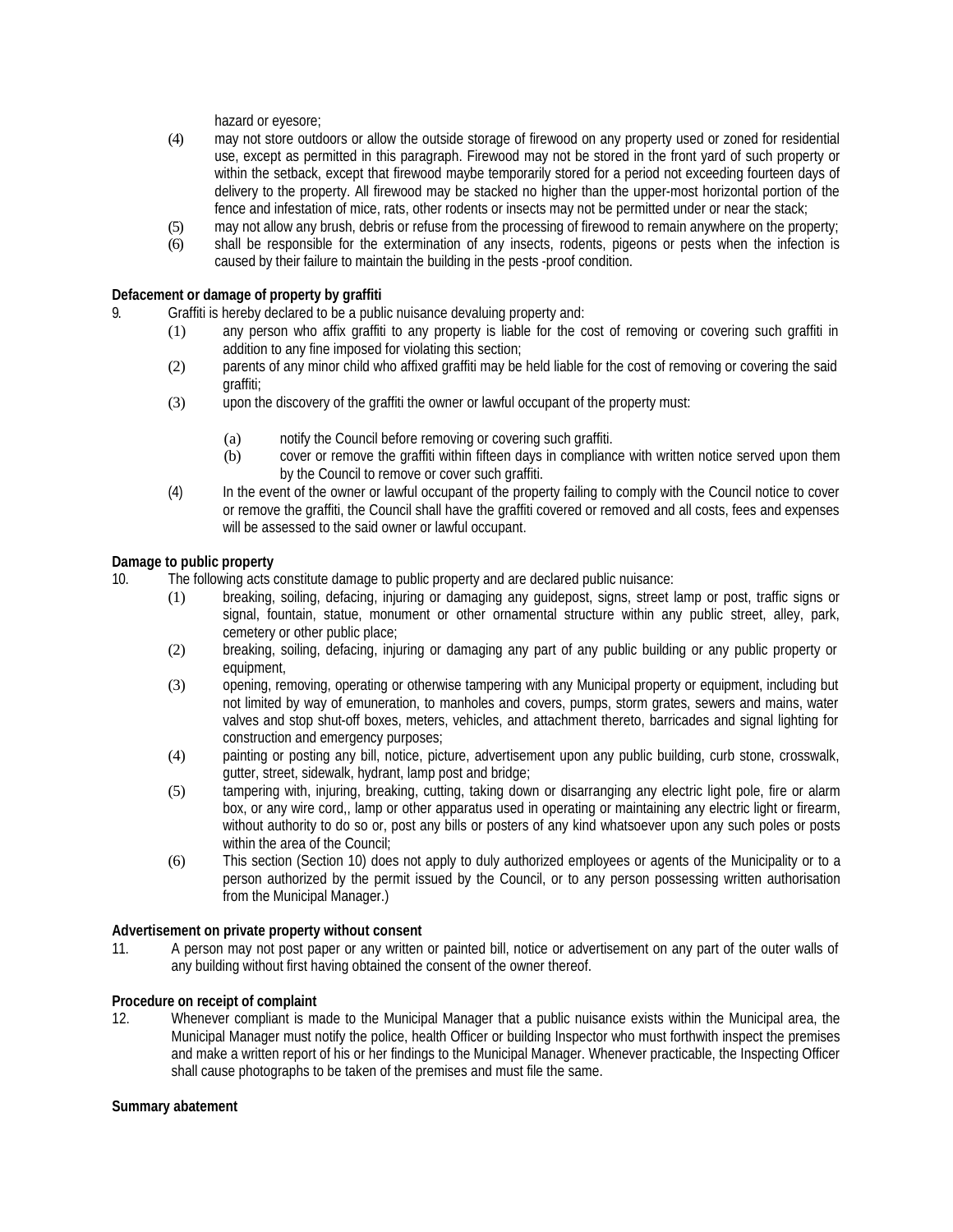hazard or eyesore;

(4) may not store outdoors or allow the outside storage of firewood on any property used or zoned for residential use, except as permitted in this paragraph. Firewood may not be stored in the front yard of such property or within the setback, except that firewood maybe temporarily stored for a period not exceeding fourteen days of delivery to the property. All firewood may be stacked no higher than the upper-most horizontal portion of the fence and infestation of mice, rats, other rodents or insects may not be permitted under or near the stack;

(5) may not allow any brush, debris or refuse from the processing of firewood to remain anywhere on the property;

(6) shall be responsible for the extermination of any insects, rodents, pigeons or pests when the infection is caused by their failure to maintain the building in the pests -proof condition.

**Defacement or damage of property by graffiti**

9. Graffiti is hereby declared to be a public nuisance devaluing property and:

(1) any person who affix graffiti to any property is liable for the cost of removing or covering such graffiti in addition to any fine imposed for violating this section;

(2) parents of any minor child who affixed graffiti may be held liable for the cost of removing or covering the said graffiti;

(3) upon the discovery of the graffiti the owner or lawful occupant of the property must:

(a) notify the Council before removing or covering such graffiti.

(b) cover or remove the graffiti within fifteen days in compliance with written notice served upon them by the Council to remove or cover such graffiti.

(4) In the event of the owner or lawful occupant of the property failing to comply with the Council notice to cover or remove the graffiti, the Council shall have the graffiti covered or removed and all costs, fees and expenses will be assessed to the said owner or lawful occupant.

**Damage to public property**

10. The following acts constitute damage to public property and are declared public nuisance:

(1) breaking, soiling, defacing, injuring or damaging any guidepost, signs, street lamp or post, traffic signs or signal, fountain, statue, monument or other ornamental structure within any public street, alley, park, cemetery or other public place;

(2) breaking, soiling, defacing, injuring or damaging any part of any public building or any public property or equipment,

(3) opening, removing, operating or otherwise tampering with any Municipal property or equipment, including but not limited by way of emuneration, to manholes and covers, pumps, storm grates, sewers and mains, water valves and stop shut-off boxes, meters, vehicles, and attachment thereto, barricades and signal lighting for construction and emergency purposes;

(4) painting or posting any bill, notice, picture, advertisement upon any public building, curb stone, crosswalk, gutter, street, sidewalk, hydrant, lamp post and bridge;

(5) tampering with, injuring, breaking, cutting, taking down or disarranging any electric light pole, fire or alarm box, or any wire cord,, lamp or other apparatus used in operating or maintaining any electric light or firearm, without authority to do so or, post any bills or posters of any kind whatsoever upon any such poles or posts within the area of the Council;

(6) This section (Section 10) does not apply to duly authorized employees or agents of the Municipality or to a person authorized by the permit issued by the Council, or to any person possessing written authorisation from the Municipal Manager.)

**Advertisement on private property without consent**

11. A person may not post paper or any written or painted bill, notice or advertisement on any part of the outer walls of any building without first having obtained the consent of the owner thereof.

**Procedure on receipt of complaint**

12. Whenever compliant is made to the Municipal Manager that a public nuisance exists within the Municipal area, the Municipal Manager must notify the police, health Officer or building Inspector who must forthwith inspect the premises and make a written report of his or her findings to the Municipal Manager. Whenever practicable, the Inspecting Officer shall cause photographs to be taken of the premises and must file the same.

**Summary abatement**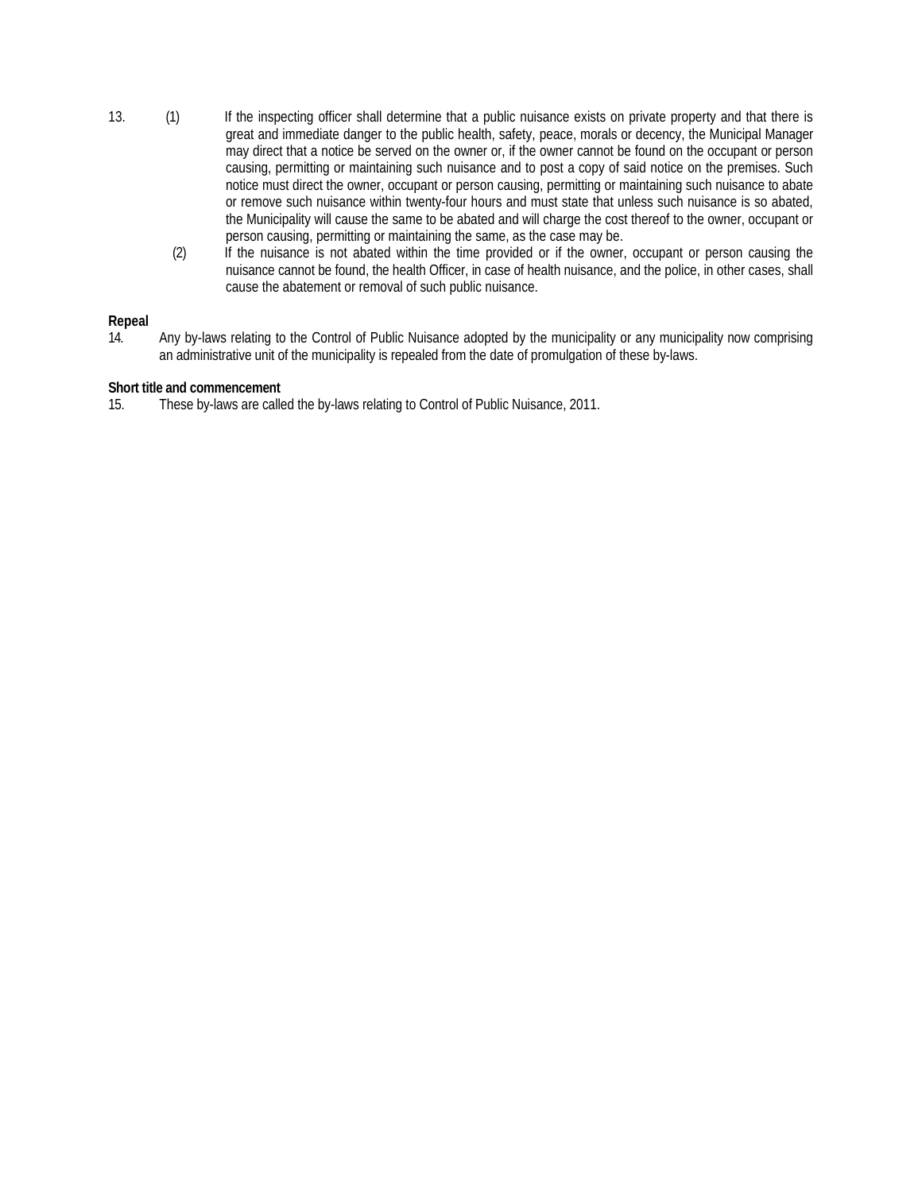13. (1) If the inspecting officer shall determine that a public nuisance exists on private property and that there is great and immediate danger to the public health, safety, peace, morals or decency, the Municipal Manager may direct that a notice be served on the owner or, if the owner cannot be found on the occupant or person causing, permitting or maintaining such nuisance and to post a copy of said notice on the premises. Such notice must direct the owner, occupant or person causing, permitting or maintaining such nuisance to abate or remove such nuisance within twenty-four hours and must state that unless such nuisance is so abated, the Municipality will cause the same to be abated and will charge the cost thereof to the owner, occupant or person causing, permitting or maintaining the same, as the case may be.

(2) If the nuisance is not abated within the time provided or if the owner, occupant or person causing the nuisance cannot be found, the health Officer, in case of health nuisance, and the police, in other cases, shall cause the abatement or removal of such public nuisance.

**Repeal**

14. Any by-laws relating to the Control of Public Nuisance adopted by the municipality or any municipality now comprising an administrative unit of the municipality is repealed from the date of promulgation of these by-laws.

**Short title and commencement**

15. These by-laws are called the by-laws relating to Control of Public Nuisance, 2011.